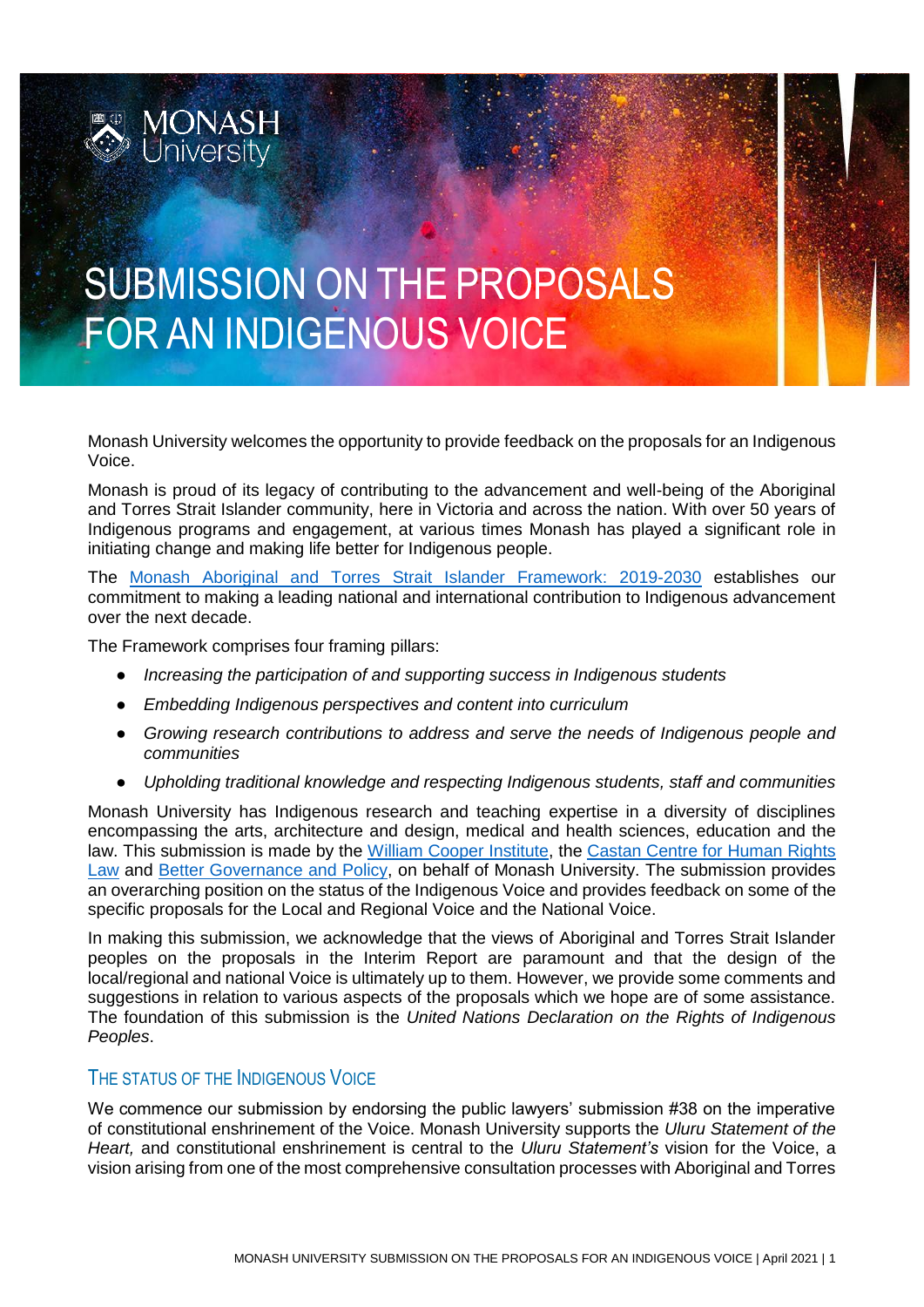MONASH University

# SUBMISSION ON THE PROPOSALS FOR AN INDIGENOUS VOICE

Monash University welcomes the opportunity to provide feedback on the proposals for an Indigenous Voice.

Monash is proud of its legacy of contributing to the advancement and well-being of the Aboriginal and Torres Strait Islander community, here in Victoria and across the nation. With over 50 years of Indigenous programs and engagement, at various times Monash has played a significant role in initiating change and making life better for Indigenous people.

The [Monash Aboriginal and Torres Strait Islander Framework: 2019-2030] establishes our commitment to making a leading national and international contribution to Indigenous advancement over the next decade.

The Framework comprises four framing pillars:

- *Increasing the participation of and supporting success in Indigenous students*
- *Embedding Indigenous perspectives and content into curriculum*
- *Growing research contributions to address and serve the needs of Indigenous people and communities*
- *Upholding traditional knowledge and respecting Indigenous students, staff and communities*

Monash University has Indigenous research and teaching expertise in a diversity of disciplines encompassing the arts, architecture and design, medical and health sciences, education and the law. This submission is made by the [William Cooper Institute], the [Castan Centre for Human Rights Law] and [Better Governance and Policy], on behalf of Monash University. The submission provides an overarching position on the status of the Indigenous Voice and provides feedback on some of the specific proposals for the Local and Regional Voice and the National Voice.

In making this submission, we acknowledge that the views of Aboriginal and Torres Strait Islander peoples on the proposals in the Interim Report are paramount and that the design of the local/regional and national Voice is ultimately up to them. However, we provide some comments and suggestions in relation to various aspects of the proposals which we hope are of some assistance. The foundation of this submission is the *United Nations Declaration on the Rights of Indigenous Peoples*.

## THE STATUS OF THE INDIGENOUS VOICE

We commence our submission by endorsing the public lawyers' submission #38 on the imperative of constitutional enshrinement of the Voice. Monash University supports the *Uluru Statement of the Heart,* and constitutional enshrinement is central to the *Uluru Statement's* vision for the Voice, a vision arising from one of the most comprehensive consultation processes with Aboriginal and Torres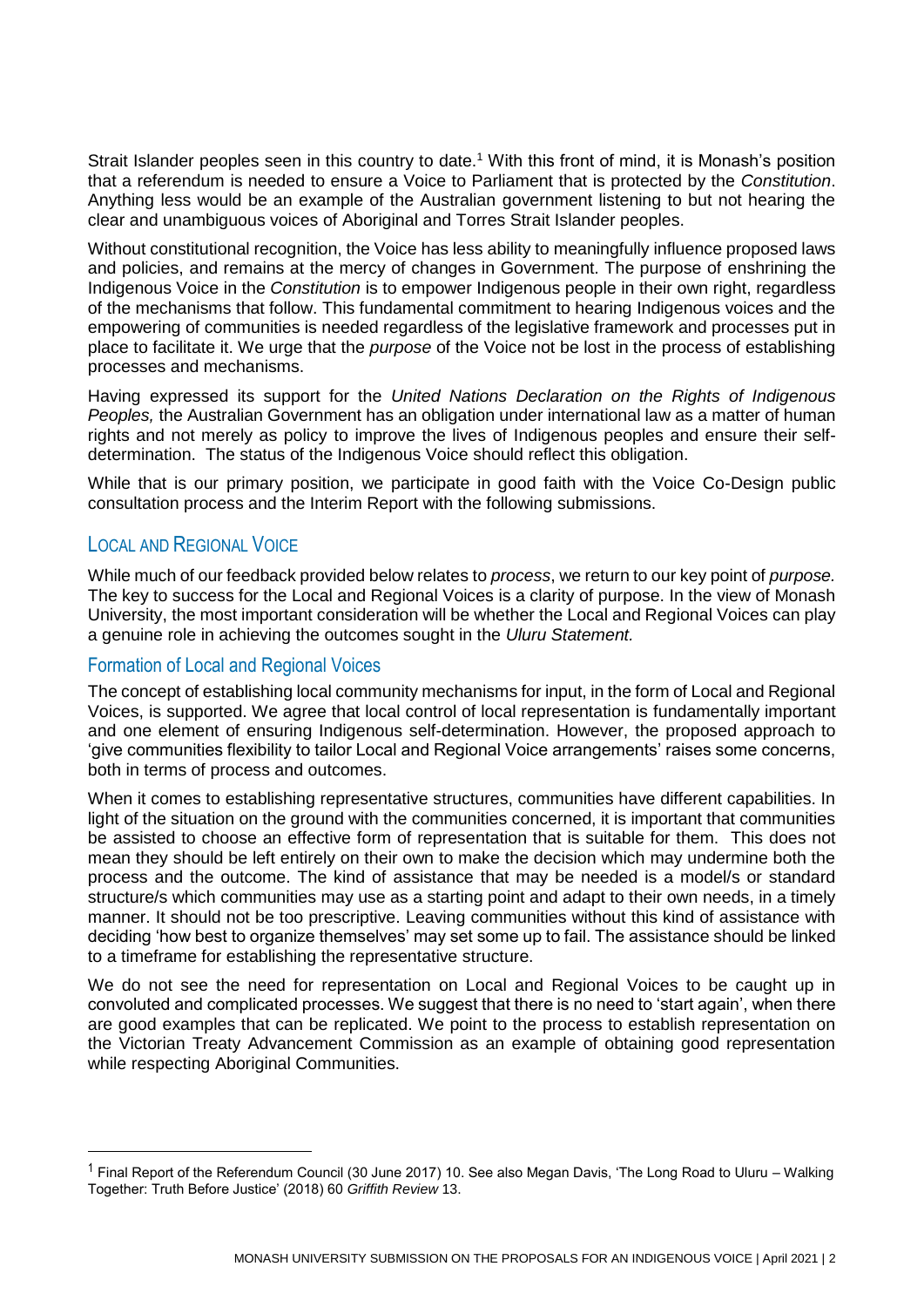Strait Islander peoples seen in this country to date.[1] With this front of mind, it is Monash's position that a referendum is needed to ensure a Voice to Parliament that is protected by the *Constitution*. Anything less would be an example of the Australian government listening to but not hearing the clear and unambiguous voices of Aboriginal and Torres Strait Islander peoples.

Without constitutional recognition, the Voice has less ability to meaningfully influence proposed laws and policies, and remains at the mercy of changes in Government. The purpose of enshrining the Indigenous Voice in the *Constitution* is to empower Indigenous people in their own right, regardless of the mechanisms that follow. This fundamental commitment to hearing Indigenous voices and the empowering of communities is needed regardless of the legislative framework and processes put in place to facilitate it. We urge that the *purpose* of the Voice not be lost in the process of establishing processes and mechanisms.

Having expressed its support for the *United Nations Declaration on the Rights of Indigenous Peoples,* the Australian Government has an obligation under international law as a matter of human rights and not merely as policy to improve the lives of Indigenous peoples and ensure their self-determination. The status of the Indigenous Voice should reflect this obligation.

While that is our primary position, we participate in good faith with the Voice Co-Design public consultation process and the Interim Report with the following submissions.

## Local and Regional Voice

While much of our feedback provided below relates to *process*, we return to our key point of *purpose*. The key to success for the Local and Regional Voices is a clarity of purpose. In the view of Monash University, the most important consideration will be whether the Local and Regional Voices can play a genuine role in achieving the outcomes sought in the *Uluru Statement.*

### Formation of Local and Regional Voices

The concept of establishing local community mechanisms for input, in the form of Local and Regional Voices, is supported. We agree that local control of local representation is fundamentally important and one element of ensuring Indigenous self-determination. However, the proposed approach to 'give communities flexibility to tailor Local and Regional Voice arrangements' raises some concerns, both in terms of process and outcomes.

When it comes to establishing representative structures, communities have different capabilities. In light of the situation on the ground with the communities concerned, it is important that communities be assisted to choose an effective form of representation that is suitable for them. This does not mean they should be left entirely on their own to make the decision which may undermine both the process and the outcome. The kind of assistance that may be needed is a model/s or standard structure/s which communities may use as a starting point and adapt to their own needs, in a timely manner. It should not be too prescriptive. Leaving communities without this kind of assistance with deciding 'how best to organize themselves' may set some up to fail. The assistance should be linked to a timeframe for establishing the representative structure.

We do not see the need for representation on Local and Regional Voices to be caught up in convoluted and complicated processes. We suggest that there is no need to 'start again', when there are good examples that can be replicated. We point to the process to establish representation on the Victorian Treaty Advancement Commission as an example of obtaining good representation while respecting Aboriginal Communities.

[1] Final Report of the Referendum Council (30 June 2017) 10. See also Megan Davis, 'The Long Road to Uluru – Walking Together: Truth Before Justice' (2018) 60 *Griffith Review* 13.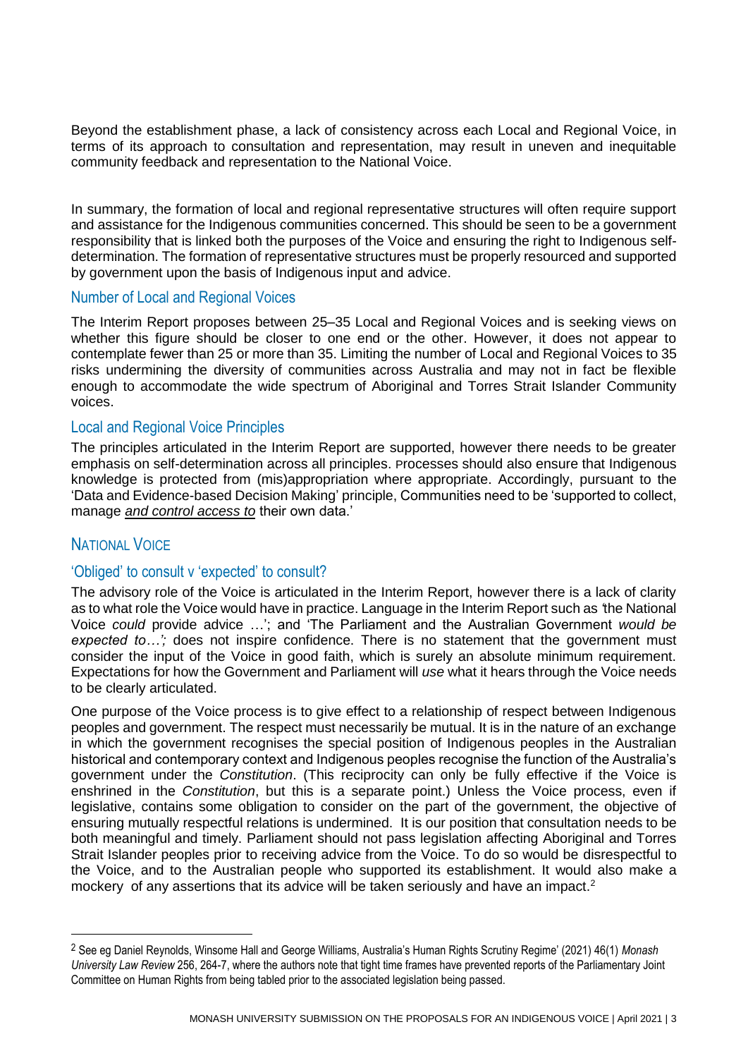Beyond the establishment phase, a lack of consistency across each Local and Regional Voice, in terms of its approach to consultation and representation, may result in uneven and inequitable community feedback and representation to the National Voice.

In summary, the formation of local and regional representative structures will often require support and assistance for the Indigenous communities concerned. This should be seen to be a government responsibility that is linked both the purposes of the Voice and ensuring the right to Indigenous self-determination. The formation of representative structures must be properly resourced and supported by government upon the basis of Indigenous input and advice.

### Number of Local and Regional Voices

The Interim Report proposes between 25–35 Local and Regional Voices and is seeking views on whether this figure should be closer to one end or the other. However, it does not appear to contemplate fewer than 25 or more than 35. Limiting the number of Local and Regional Voices to 35 risks undermining the diversity of communities across Australia and may not in fact be flexible enough to accommodate the wide spectrum of Aboriginal and Torres Strait Islander Community voices.

### Local and Regional Voice Principles

The principles articulated in the Interim Report are supported, however there needs to be greater emphasis on self-determination across all principles. Processes should also ensure that Indigenous knowledge is protected from (mis)appropriation where appropriate. Accordingly, pursuant to the 'Data and Evidence-based Decision Making' principle, Communities need to be 'supported to collect, manage ***and control access to*** their own data.'

## NATIONAL VOICE

### 'Obliged' to consult v 'expected' to consult?

The advisory role of the Voice is articulated in the Interim Report, however there is a lack of clarity as to what role the Voice would have in practice. Language in the Interim Report such as 'the National Voice *could* provide advice …'; and 'The Parliament and the Australian Government *would be expected to…';* does not inspire confidence. There is no statement that the government must consider the input of the Voice in good faith, which is surely an absolute minimum requirement. Expectations for how the Government and Parliament will *use* what it hears through the Voice needs to be clearly articulated.

One purpose of the Voice process is to give effect to a relationship of respect between Indigenous peoples and government. The respect must necessarily be mutual. It is in the nature of an exchange in which the government recognises the special position of Indigenous peoples in the Australian historical and contemporary context and Indigenous peoples recognise the function of the Australia's government under the *Constitution*. (This reciprocity can only be fully effective if the Voice is enshrined in the *Constitution*, but this is a separate point.) Unless the Voice process, even if legislative, contains some obligation to consider on the part of the government, the objective of ensuring mutually respectful relations is undermined. It is our position that consultation needs to be both meaningful and timely. Parliament should not pass legislation affecting Aboriginal and Torres Strait Islander peoples prior to receiving advice from the Voice. To do so would be disrespectful to the Voice, and to the Australian people who supported its establishment. It would also make a mockery of any assertions that its advice will be taken seriously and have an impact.[2]

---

[2] See eg Daniel Reynolds, Winsome Hall and George Williams, Australia's Human Rights Scrutiny Regime' (2021) 46(1) *Monash University Law Review* 256, 264-7, where the authors note that tight time frames have prevented reports of the Parliamentary Joint Committee on Human Rights from being tabled prior to the associated legislation being passed.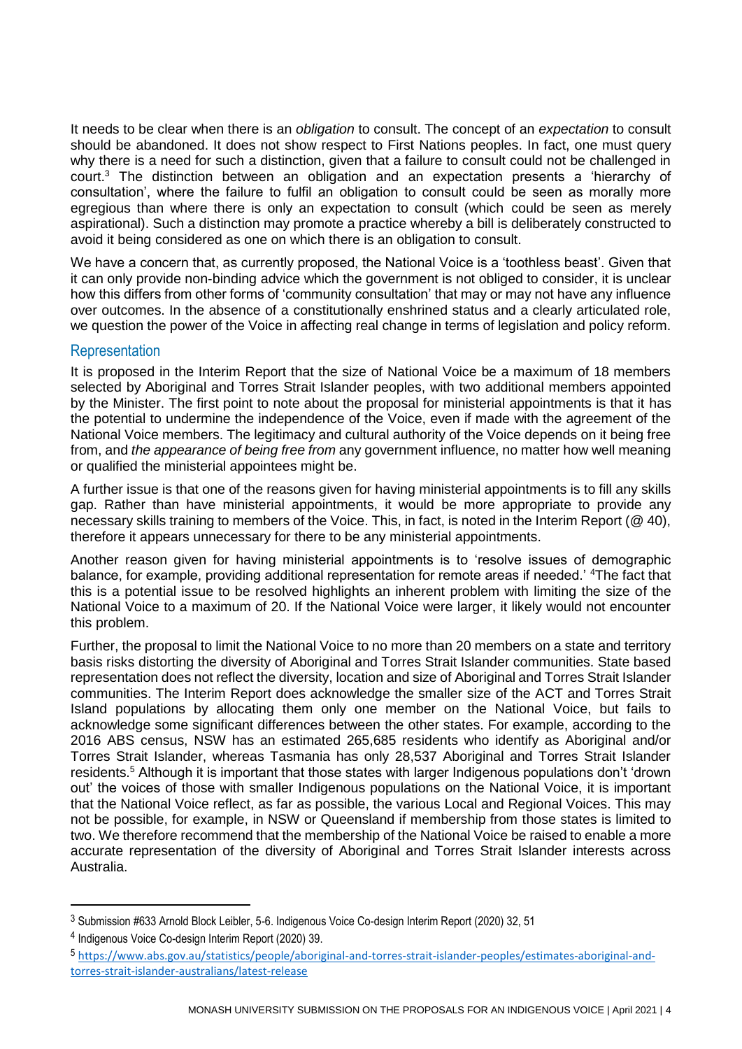It needs to be clear when there is an *obligation* to consult. The concept of an *expectation* to consult should be abandoned. It does not show respect to First Nations peoples. In fact, one must query why there is a need for such a distinction, given that a failure to consult could not be challenged in court.[3] The distinction between an obligation and an expectation presents a 'hierarchy of consultation', where the failure to fulfil an obligation to consult could be seen as morally more egregious than where there is only an expectation to consult (which could be seen as merely aspirational). Such a distinction may promote a practice whereby a bill is deliberately constructed to avoid it being considered as one on which there is an obligation to consult.

We have a concern that, as currently proposed, the National Voice is a 'toothless beast'. Given that it can only provide non-binding advice which the government is not obliged to consider, it is unclear how this differs from other forms of 'community consultation' that may or may not have any influence over outcomes. In the absence of a constitutionally enshrined status and a clearly articulated role, we question the power of the Voice in affecting real change in terms of legislation and policy reform.

## Representation

It is proposed in the Interim Report that the size of National Voice be a maximum of 18 members selected by Aboriginal and Torres Strait Islander peoples, with two additional members appointed by the Minister. The first point to note about the proposal for ministerial appointments is that it has the potential to undermine the independence of the Voice, even if made with the agreement of the National Voice members. The legitimacy and cultural authority of the Voice depends on it being free from, and *the appearance of being free from* any government influence, no matter how well meaning or qualified the ministerial appointees might be.

A further issue is that one of the reasons given for having ministerial appointments is to fill any skills gap. Rather than have ministerial appointments, it would be more appropriate to provide any necessary skills training to members of the Voice. This, in fact, is noted in the Interim Report (@ 40), therefore it appears unnecessary for there to be any ministerial appointments.

Another reason given for having ministerial appointments is to 'resolve issues of demographic balance, for example, providing additional representation for remote areas if needed.' [4]The fact that this is a potential issue to be resolved highlights an inherent problem with limiting the size of the National Voice to a maximum of 20. If the National Voice were larger, it likely would not encounter this problem.

Further, the proposal to limit the National Voice to no more than 20 members on a state and territory basis risks distorting the diversity of Aboriginal and Torres Strait Islander communities. State based representation does not reflect the diversity, location and size of Aboriginal and Torres Strait Islander communities. The Interim Report does acknowledge the smaller size of the ACT and Torres Strait Island populations by allocating them only one member on the National Voice, but fails to acknowledge some significant differences between the other states. For example, according to the 2016 ABS census, NSW has an estimated 265,685 residents who identify as Aboriginal and/or Torres Strait Islander, whereas Tasmania has only 28,537 Aboriginal and Torres Strait Islander residents.[5] Although it is important that those states with larger Indigenous populations don't 'drown out' the voices of those with smaller Indigenous populations on the National Voice, it is important that the National Voice reflect, as far as possible, the various Local and Regional Voices. This may not be possible, for example, in NSW or Queensland if membership from those states is limited to two. We therefore recommend that the membership of the National Voice be raised to enable a more accurate representation of the diversity of Aboriginal and Torres Strait Islander interests across Australia.

---

[3] Submission #633 Arnold Block Leibler, 5-6. Indigenous Voice Co-design Interim Report (2020) 32, 51

[4] Indigenous Voice Co-design Interim Report (2020) 39.

[5] https://www.abs.gov.au/statistics/people/aboriginal-and-torres-strait-islander-peoples/estimates-aboriginal-and-torres-strait-islander-australians/latest-release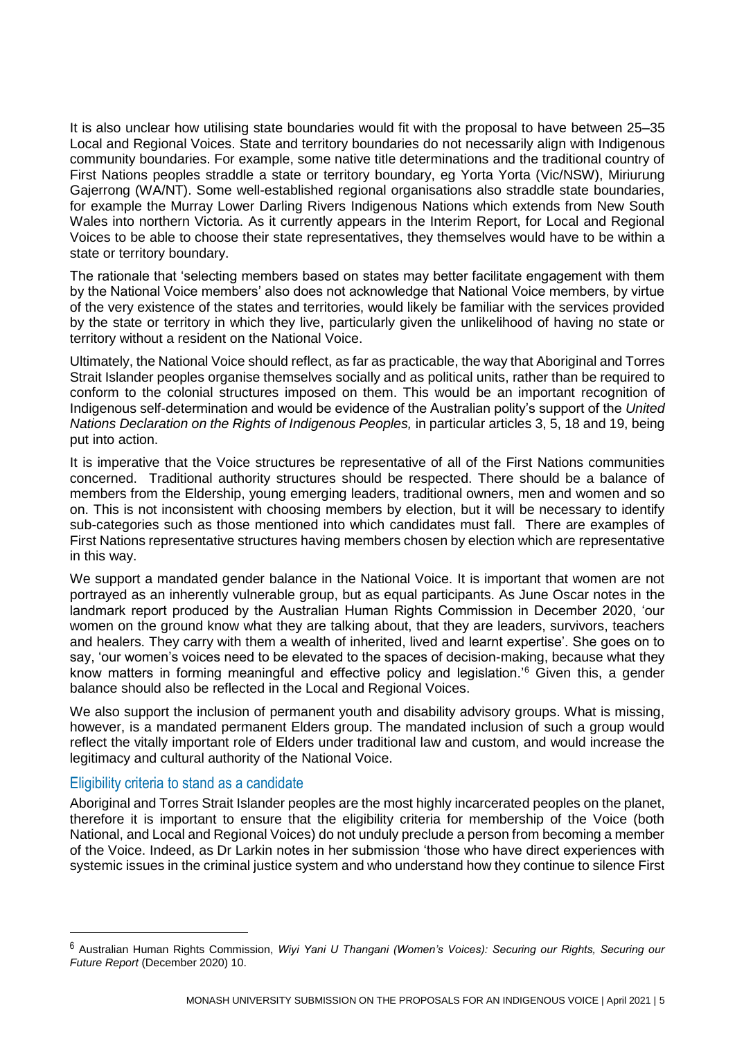It is also unclear how utilising state boundaries would fit with the proposal to have between 25–35 Local and Regional Voices. State and territory boundaries do not necessarily align with Indigenous community boundaries. For example, some native title determinations and the traditional country of First Nations peoples straddle a state or territory boundary, eg Yorta Yorta (Vic/NSW), Miriurung Gajerrong (WA/NT). Some well-established regional organisations also straddle state boundaries, for example the Murray Lower Darling Rivers Indigenous Nations which extends from New South Wales into northern Victoria. As it currently appears in the Interim Report, for Local and Regional Voices to be able to choose their state representatives, they themselves would have to be within a state or territory boundary.

The rationale that 'selecting members based on states may better facilitate engagement with them by the National Voice members' also does not acknowledge that National Voice members, by virtue of the very existence of the states and territories, would likely be familiar with the services provided by the state or territory in which they live, particularly given the unlikelihood of having no state or territory without a resident on the National Voice.

Ultimately, the National Voice should reflect, as far as practicable, the way that Aboriginal and Torres Strait Islander peoples organise themselves socially and as political units, rather than be required to conform to the colonial structures imposed on them. This would be an important recognition of Indigenous self-determination and would be evidence of the Australian polity's support of the *United Nations Declaration on the Rights of Indigenous Peoples,* in particular articles 3, 5, 18 and 19, being put into action.

It is imperative that the Voice structures be representative of all of the First Nations communities concerned. Traditional authority structures should be respected. There should be a balance of members from the Eldership, young emerging leaders, traditional owners, men and women and so on. This is not inconsistent with choosing members by election, but it will be necessary to identify sub-categories such as those mentioned into which candidates must fall. There are examples of First Nations representative structures having members chosen by election which are representative in this way.

We support a mandated gender balance in the National Voice. It is important that women are not portrayed as an inherently vulnerable group, but as equal participants. As June Oscar notes in the landmark report produced by the Australian Human Rights Commission in December 2020, 'our women on the ground know what they are talking about, that they are leaders, survivors, teachers and healers. They carry with them a wealth of inherited, lived and learnt expertise'. She goes on to say, 'our women's voices need to be elevated to the spaces of decision-making, because what they know matters in forming meaningful and effective policy and legislation.'[6] Given this, a gender balance should also be reflected in the Local and Regional Voices.

We also support the inclusion of permanent youth and disability advisory groups. What is missing, however, is a mandated permanent Elders group. The mandated inclusion of such a group would reflect the vitally important role of Elders under traditional law and custom, and would increase the legitimacy and cultural authority of the National Voice.

## Eligibility criteria to stand as a candidate

Aboriginal and Torres Strait Islander peoples are the most highly incarcerated peoples on the planet, therefore it is important to ensure that the eligibility criteria for membership of the Voice (both National, and Local and Regional Voices) do not unduly preclude a person from becoming a member of the Voice. Indeed, as Dr Larkin notes in her submission 'those who have direct experiences with systemic issues in the criminal justice system and who understand how they continue to silence First

[6] Australian Human Rights Commission, *Wiyi Yani U Thangani (Women's Voices): Securing our Rights, Securing our Future Report* (December 2020) 10.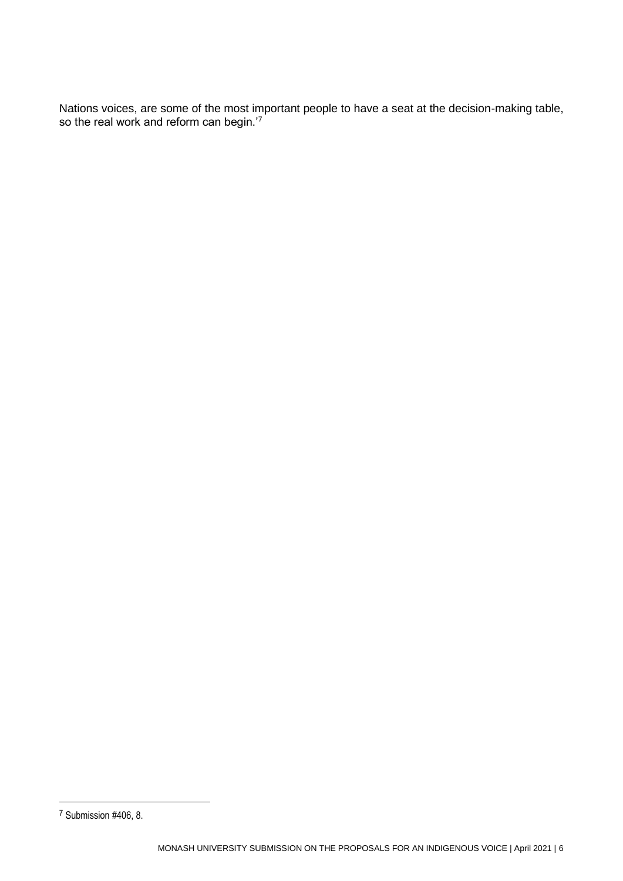Nations voices, are some of the most important people to have a seat at the decision-making table, so the real work and reform can begin.'[7]

[7] Submission #406, 8.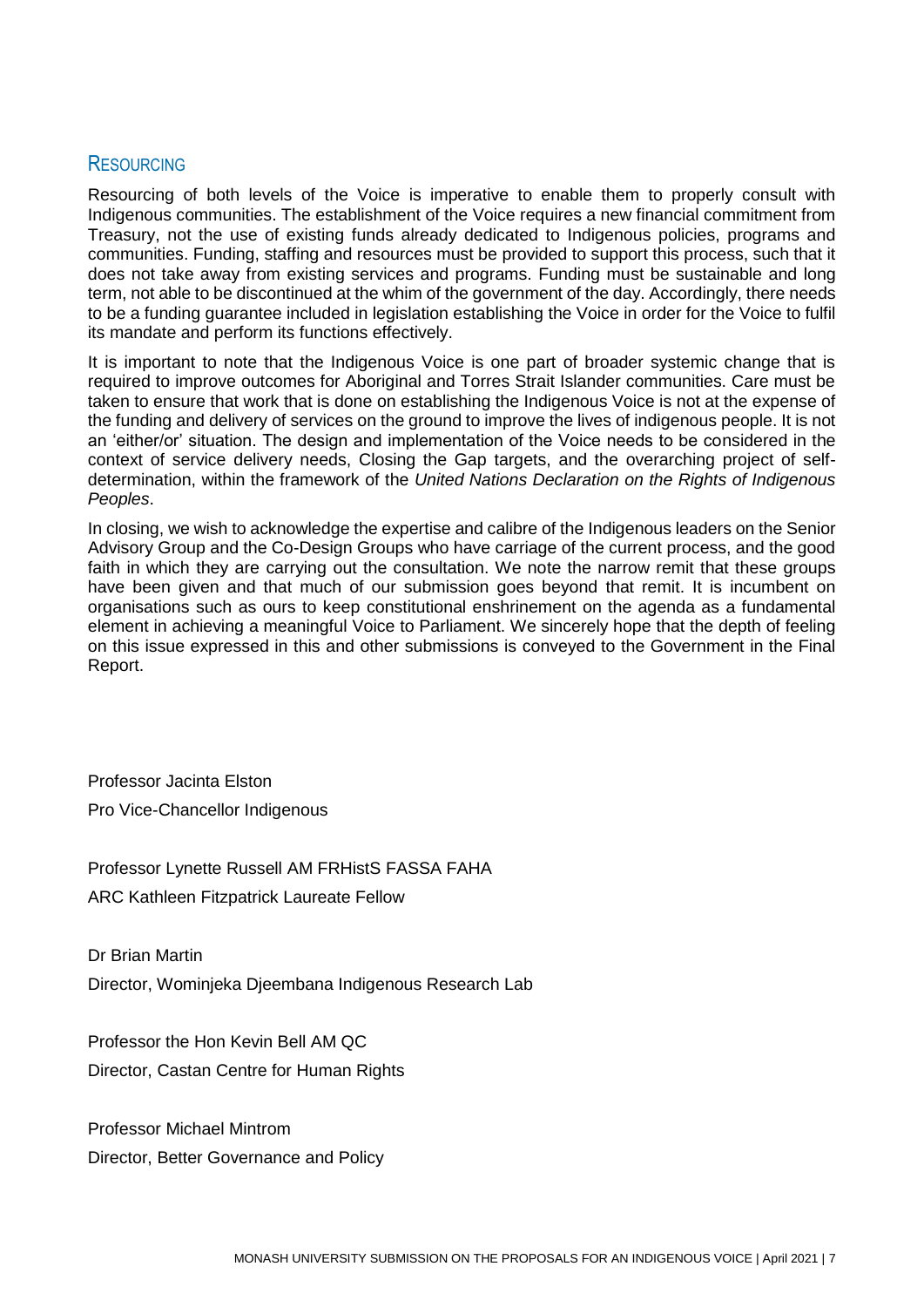## Resourcing

Resourcing of both levels of the Voice is imperative to enable them to properly consult with Indigenous communities. The establishment of the Voice requires a new financial commitment from Treasury, not the use of existing funds already dedicated to Indigenous policies, programs and communities. Funding, staffing and resources must be provided to support this process, such that it does not take away from existing services and programs. Funding must be sustainable and long term, not able to be discontinued at the whim of the government of the day. Accordingly, there needs to be a funding guarantee included in legislation establishing the Voice in order for the Voice to fulfil its mandate and perform its functions effectively.

It is important to note that the Indigenous Voice is one part of broader systemic change that is required to improve outcomes for Aboriginal and Torres Strait Islander communities. Care must be taken to ensure that work that is done on establishing the Indigenous Voice is not at the expense of the funding and delivery of services on the ground to improve the lives of indigenous people. It is not an 'either/or' situation. The design and implementation of the Voice needs to be considered in the context of service delivery needs, Closing the Gap targets, and the overarching project of self-determination, within the framework of the *United Nations Declaration on the Rights of Indigenous Peoples*.

In closing, we wish to acknowledge the expertise and calibre of the Indigenous leaders on the Senior Advisory Group and the Co-Design Groups who have carriage of the current process, and the good faith in which they are carrying out the consultation. We note the narrow remit that these groups have been given and that much of our submission goes beyond that remit. It is incumbent on organisations such as ours to keep constitutional enshrinement on the agenda as a fundamental element in achieving a meaningful Voice to Parliament. We sincerely hope that the depth of feeling on this issue expressed in this and other submissions is conveyed to the Government in the Final Report.

Professor Jacinta Elston
Pro Vice-Chancellor Indigenous

Professor Lynette Russell AM FRHistS FASSA FAHA
ARC Kathleen Fitzpatrick Laureate Fellow

Dr Brian Martin
Director, Wominjeka Djeembana Indigenous Research Lab

Professor the Hon Kevin Bell AM QC
Director, Castan Centre for Human Rights

Professor Michael Mintrom
Director, Better Governance and Policy